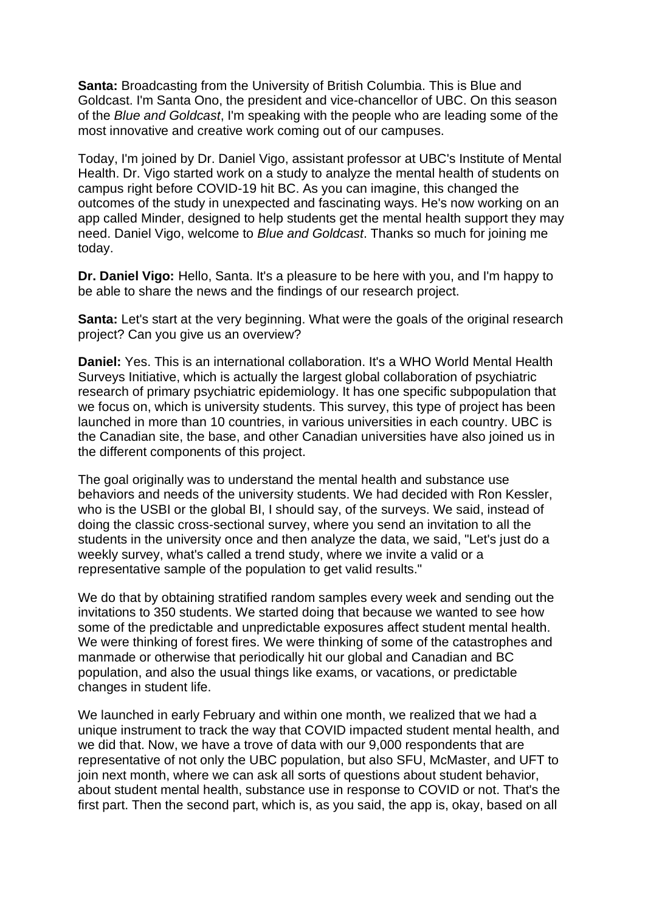**Santa:** Broadcasting from the University of British Columbia. This is Blue and Goldcast. I'm Santa Ono, the president and vice-chancellor of UBC. On this season of the *Blue and Goldcast*, I'm speaking with the people who are leading some of the most innovative and creative work coming out of our campuses.

Today, I'm joined by Dr. Daniel Vigo, assistant professor at UBC's Institute of Mental Health. Dr. Vigo started work on a study to analyze the mental health of students on campus right before COVID-19 hit BC. As you can imagine, this changed the outcomes of the study in unexpected and fascinating ways. He's now working on an app called Minder, designed to help students get the mental health support they may need. Daniel Vigo, welcome to *Blue and Goldcast*. Thanks so much for joining me today.

**Dr. Daniel Vigo:** Hello, Santa. It's a pleasure to be here with you, and I'm happy to be able to share the news and the findings of our research project.

**Santa:** Let's start at the very beginning. What were the goals of the original research project? Can you give us an overview?

**Daniel:** Yes. This is an international collaboration. It's a WHO World Mental Health Surveys Initiative, which is actually the largest global collaboration of psychiatric research of primary psychiatric epidemiology. It has one specific subpopulation that we focus on, which is university students. This survey, this type of project has been launched in more than 10 countries, in various universities in each country. UBC is the Canadian site, the base, and other Canadian universities have also joined us in the different components of this project.

The goal originally was to understand the mental health and substance use behaviors and needs of the university students. We had decided with Ron Kessler, who is the USBI or the global BI, I should say, of the surveys. We said, instead of doing the classic cross-sectional survey, where you send an invitation to all the students in the university once and then analyze the data, we said, "Let's just do a weekly survey, what's called a trend study, where we invite a valid or a representative sample of the population to get valid results."

We do that by obtaining stratified random samples every week and sending out the invitations to 350 students. We started doing that because we wanted to see how some of the predictable and unpredictable exposures affect student mental health. We were thinking of forest fires. We were thinking of some of the catastrophes and manmade or otherwise that periodically hit our global and Canadian and BC population, and also the usual things like exams, or vacations, or predictable changes in student life.

We launched in early February and within one month, we realized that we had a unique instrument to track the way that COVID impacted student mental health, and we did that. Now, we have a trove of data with our 9,000 respondents that are representative of not only the UBC population, but also SFU, McMaster, and UFT to join next month, where we can ask all sorts of questions about student behavior, about student mental health, substance use in response to COVID or not. That's the first part. Then the second part, which is, as you said, the app is, okay, based on all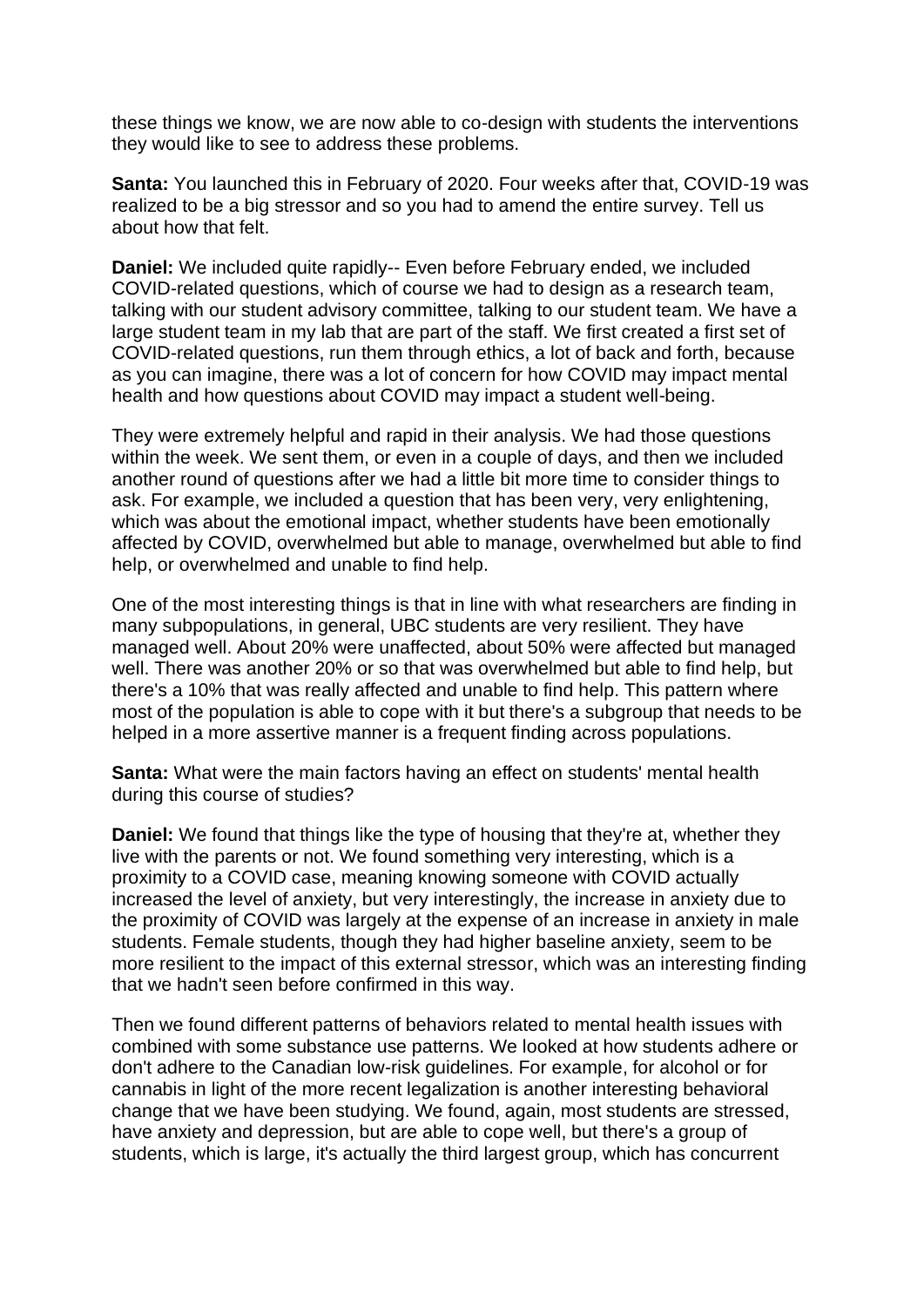these things we know, we are now able to co-design with students the interventions they would like to see to address these problems.

**Santa:** You launched this in February of 2020. Four weeks after that, COVID-19 was realized to be a big stressor and so you had to amend the entire survey. Tell us about how that felt.

**Daniel:** We included quite rapidly-- Even before February ended, we included COVID-related questions, which of course we had to design as a research team, talking with our student advisory committee, talking to our student team. We have a large student team in my lab that are part of the staff. We first created a first set of COVID-related questions, run them through ethics, a lot of back and forth, because as you can imagine, there was a lot of concern for how COVID may impact mental health and how questions about COVID may impact a student well-being.

They were extremely helpful and rapid in their analysis. We had those questions within the week. We sent them, or even in a couple of days, and then we included another round of questions after we had a little bit more time to consider things to ask. For example, we included a question that has been very, very enlightening, which was about the emotional impact, whether students have been emotionally affected by COVID, overwhelmed but able to manage, overwhelmed but able to find help, or overwhelmed and unable to find help.

One of the most interesting things is that in line with what researchers are finding in many subpopulations, in general, UBC students are very resilient. They have managed well. About 20% were unaffected, about 50% were affected but managed well. There was another 20% or so that was overwhelmed but able to find help, but there's a 10% that was really affected and unable to find help. This pattern where most of the population is able to cope with it but there's a subgroup that needs to be helped in a more assertive manner is a frequent finding across populations.

**Santa:** What were the main factors having an effect on students' mental health during this course of studies?

**Daniel:** We found that things like the type of housing that they're at, whether they live with the parents or not. We found something very interesting, which is a proximity to a COVID case, meaning knowing someone with COVID actually increased the level of anxiety, but very interestingly, the increase in anxiety due to the proximity of COVID was largely at the expense of an increase in anxiety in male students. Female students, though they had higher baseline anxiety, seem to be more resilient to the impact of this external stressor, which was an interesting finding that we hadn't seen before confirmed in this way.

Then we found different patterns of behaviors related to mental health issues with combined with some substance use patterns. We looked at how students adhere or don't adhere to the Canadian low-risk guidelines. For example, for alcohol or for cannabis in light of the more recent legalization is another interesting behavioral change that we have been studying. We found, again, most students are stressed, have anxiety and depression, but are able to cope well, but there's a group of students, which is large, it's actually the third largest group, which has concurrent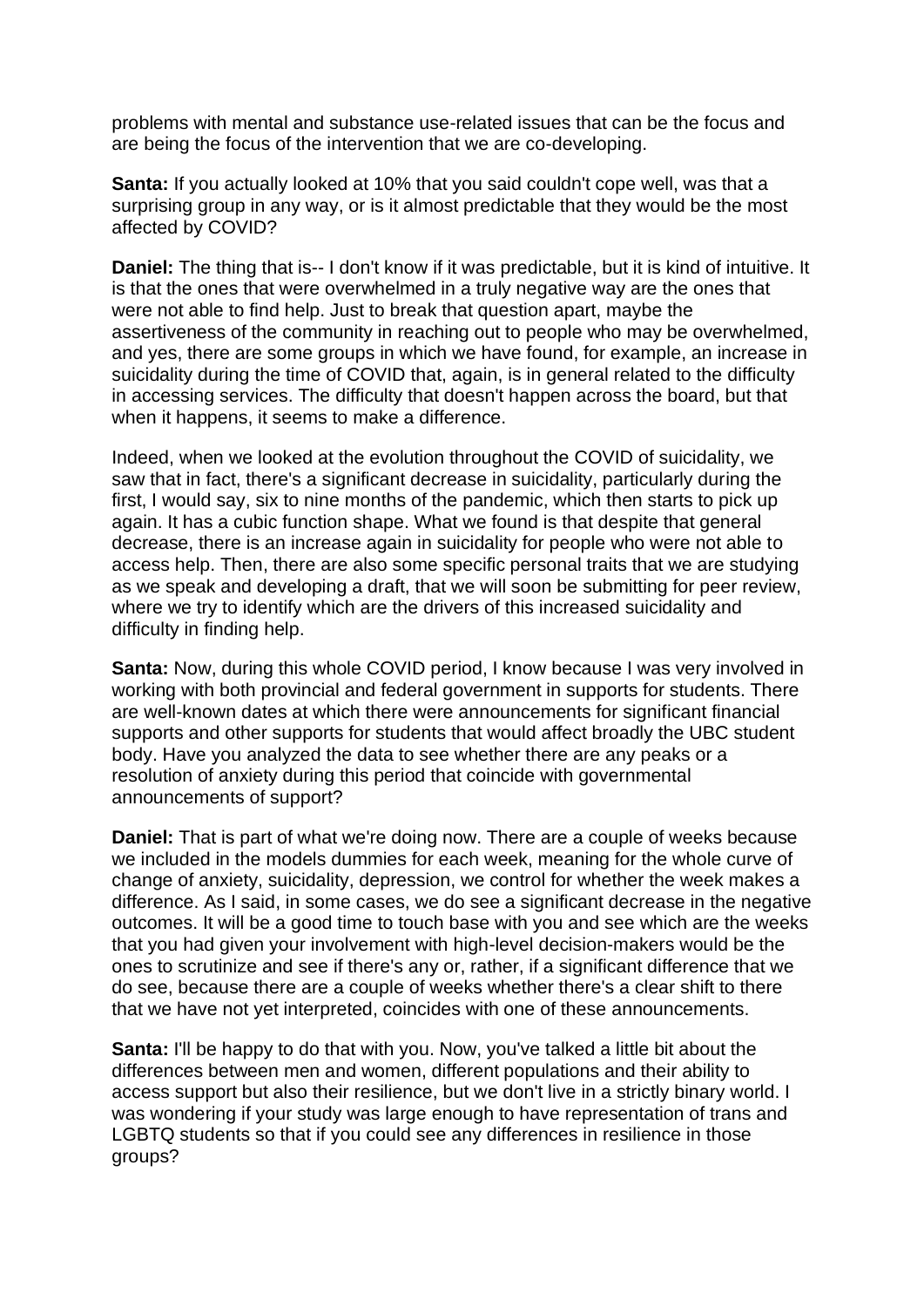problems with mental and substance use-related issues that can be the focus and are being the focus of the intervention that we are co-developing.

**Santa:** If you actually looked at 10% that you said couldn't cope well, was that a surprising group in any way, or is it almost predictable that they would be the most affected by COVID?

**Daniel:** The thing that is-- I don't know if it was predictable, but it is kind of intuitive. It is that the ones that were overwhelmed in a truly negative way are the ones that were not able to find help. Just to break that question apart, maybe the assertiveness of the community in reaching out to people who may be overwhelmed, and yes, there are some groups in which we have found, for example, an increase in suicidality during the time of COVID that, again, is in general related to the difficulty in accessing services. The difficulty that doesn't happen across the board, but that when it happens, it seems to make a difference.

Indeed, when we looked at the evolution throughout the COVID of suicidality, we saw that in fact, there's a significant decrease in suicidality, particularly during the first, I would say, six to nine months of the pandemic, which then starts to pick up again. It has a cubic function shape. What we found is that despite that general decrease, there is an increase again in suicidality for people who were not able to access help. Then, there are also some specific personal traits that we are studying as we speak and developing a draft, that we will soon be submitting for peer review, where we try to identify which are the drivers of this increased suicidality and difficulty in finding help.

**Santa:** Now, during this whole COVID period, I know because I was very involved in working with both provincial and federal government in supports for students. There are well-known dates at which there were announcements for significant financial supports and other supports for students that would affect broadly the UBC student body. Have you analyzed the data to see whether there are any peaks or a resolution of anxiety during this period that coincide with governmental announcements of support?

**Daniel:** That is part of what we're doing now. There are a couple of weeks because we included in the models dummies for each week, meaning for the whole curve of change of anxiety, suicidality, depression, we control for whether the week makes a difference. As I said, in some cases, we do see a significant decrease in the negative outcomes. It will be a good time to touch base with you and see which are the weeks that you had given your involvement with high-level decision-makers would be the ones to scrutinize and see if there's any or, rather, if a significant difference that we do see, because there are a couple of weeks whether there's a clear shift to there that we have not yet interpreted, coincides with one of these announcements.

**Santa:** I'll be happy to do that with you. Now, you've talked a little bit about the differences between men and women, different populations and their ability to access support but also their resilience, but we don't live in a strictly binary world. I was wondering if your study was large enough to have representation of trans and LGBTQ students so that if you could see any differences in resilience in those groups?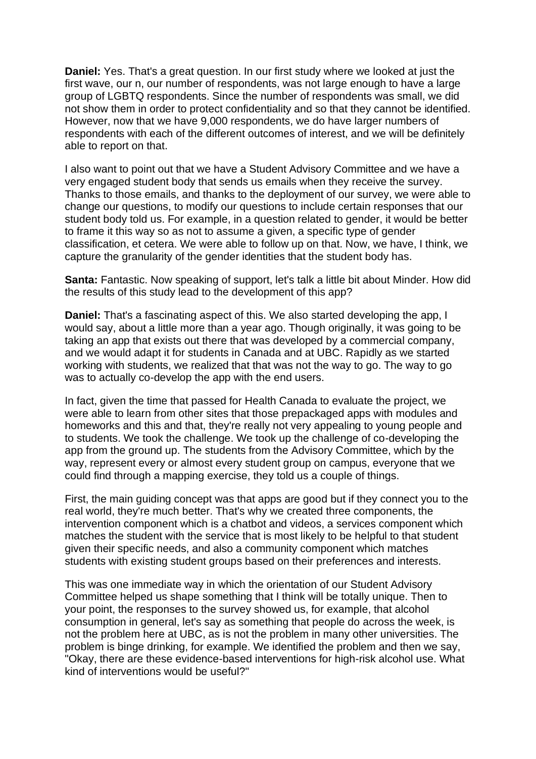**Daniel:** Yes. That's a great question. In our first study where we looked at just the first wave, our n, our number of respondents, was not large enough to have a large group of LGBTQ respondents. Since the number of respondents was small, we did not show them in order to protect confidentiality and so that they cannot be identified. However, now that we have 9,000 respondents, we do have larger numbers of respondents with each of the different outcomes of interest, and we will be definitely able to report on that.

I also want to point out that we have a Student Advisory Committee and we have a very engaged student body that sends us emails when they receive the survey. Thanks to those emails, and thanks to the deployment of our survey, we were able to change our questions, to modify our questions to include certain responses that our student body told us. For example, in a question related to gender, it would be better to frame it this way so as not to assume a given, a specific type of gender classification, et cetera. We were able to follow up on that. Now, we have, I think, we capture the granularity of the gender identities that the student body has.

**Santa:** Fantastic. Now speaking of support, let's talk a little bit about Minder. How did the results of this study lead to the development of this app?

**Daniel:** That's a fascinating aspect of this. We also started developing the app, I would say, about a little more than a year ago. Though originally, it was going to be taking an app that exists out there that was developed by a commercial company, and we would adapt it for students in Canada and at UBC. Rapidly as we started working with students, we realized that that was not the way to go. The way to go was to actually co-develop the app with the end users.

In fact, given the time that passed for Health Canada to evaluate the project, we were able to learn from other sites that those prepackaged apps with modules and homeworks and this and that, they're really not very appealing to young people and to students. We took the challenge. We took up the challenge of co-developing the app from the ground up. The students from the Advisory Committee, which by the way, represent every or almost every student group on campus, everyone that we could find through a mapping exercise, they told us a couple of things.

First, the main guiding concept was that apps are good but if they connect you to the real world, they're much better. That's why we created three components, the intervention component which is a chatbot and videos, a services component which matches the student with the service that is most likely to be helpful to that student given their specific needs, and also a community component which matches students with existing student groups based on their preferences and interests.

This was one immediate way in which the orientation of our Student Advisory Committee helped us shape something that I think will be totally unique. Then to your point, the responses to the survey showed us, for example, that alcohol consumption in general, let's say as something that people do across the week, is not the problem here at UBC, as is not the problem in many other universities. The problem is binge drinking, for example. We identified the problem and then we say, "Okay, there are these evidence-based interventions for high-risk alcohol use. What kind of interventions would be useful?"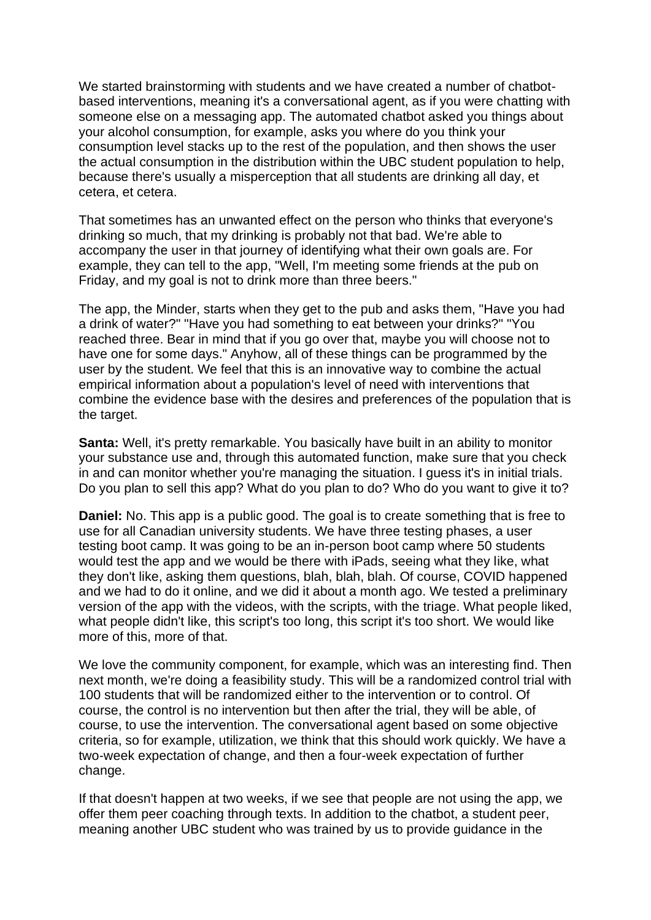We started brainstorming with students and we have created a number of chatbot-based interventions, meaning it's a conversational agent, as if you were chatting with someone else on a messaging app. The automated chatbot asked you things about your alcohol consumption, for example, asks you where do you think your consumption level stacks up to the rest of the population, and then shows the user the actual consumption in the distribution within the UBC student population to help, because there's usually a misperception that all students are drinking all day, et cetera, et cetera.

That sometimes has an unwanted effect on the person who thinks that everyone's drinking so much, that my drinking is probably not that bad. We're able to accompany the user in that journey of identifying what their own goals are. For example, they can tell to the app, "Well, I'm meeting some friends at the pub on Friday, and my goal is not to drink more than three beers."

The app, the Minder, starts when they get to the pub and asks them, "Have you had a drink of water?" "Have you had something to eat between your drinks?" "You reached three. Bear in mind that if you go over that, maybe you will choose not to have one for some days." Anyhow, all of these things can be programmed by the user by the student. We feel that this is an innovative way to combine the actual empirical information about a population's level of need with interventions that combine the evidence base with the desires and preferences of the population that is the target.

**Santa:** Well, it's pretty remarkable. You basically have built in an ability to monitor your substance use and, through this automated function, make sure that you check in and can monitor whether you're managing the situation. I guess it's in initial trials. Do you plan to sell this app? What do you plan to do? Who do you want to give it to?

**Daniel:** No. This app is a public good. The goal is to create something that is free to use for all Canadian university students. We have three testing phases, a user testing boot camp. It was going to be an in-person boot camp where 50 students would test the app and we would be there with iPads, seeing what they like, what they don't like, asking them questions, blah, blah, blah. Of course, COVID happened and we had to do it online, and we did it about a month ago. We tested a preliminary version of the app with the videos, with the scripts, with the triage. What people liked, what people didn't like, this script's too long, this script it's too short. We would like more of this, more of that.

We love the community component, for example, which was an interesting find. Then next month, we're doing a feasibility study. This will be a randomized control trial with 100 students that will be randomized either to the intervention or to control. Of course, the control is no intervention but then after the trial, they will be able, of course, to use the intervention. The conversational agent based on some objective criteria, so for example, utilization, we think that this should work quickly. We have a two-week expectation of change, and then a four-week expectation of further change.

If that doesn't happen at two weeks, if we see that people are not using the app, we offer them peer coaching through texts. In addition to the chatbot, a student peer, meaning another UBC student who was trained by us to provide guidance in the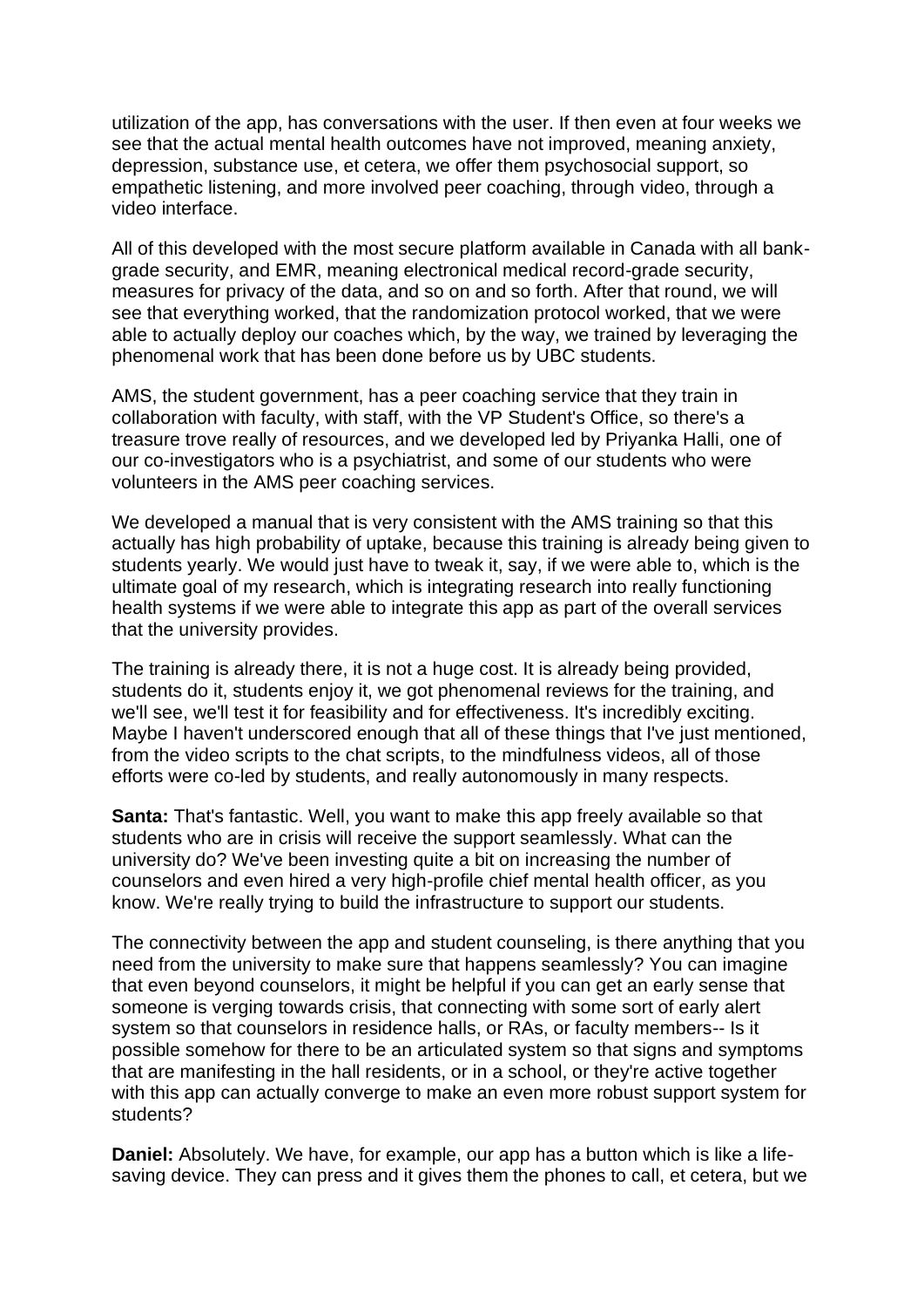utilization of the app, has conversations with the user. If then even at four weeks we see that the actual mental health outcomes have not improved, meaning anxiety, depression, substance use, et cetera, we offer them psychosocial support, so empathetic listening, and more involved peer coaching, through video, through a video interface.

All of this developed with the most secure platform available in Canada with all bank-grade security, and EMR, meaning electronical medical record-grade security, measures for privacy of the data, and so on and so forth. After that round, we will see that everything worked, that the randomization protocol worked, that we were able to actually deploy our coaches which, by the way, we trained by leveraging the phenomenal work that has been done before us by UBC students.

AMS, the student government, has a peer coaching service that they train in collaboration with faculty, with staff, with the VP Student's Office, so there's a treasure trove really of resources, and we developed led by Priyanka Halli, one of our co-investigators who is a psychiatrist, and some of our students who were volunteers in the AMS peer coaching services.

We developed a manual that is very consistent with the AMS training so that this actually has high probability of uptake, because this training is already being given to students yearly. We would just have to tweak it, say, if we were able to, which is the ultimate goal of my research, which is integrating research into really functioning health systems if we were able to integrate this app as part of the overall services that the university provides.

The training is already there, it is not a huge cost. It is already being provided, students do it, students enjoy it, we got phenomenal reviews for the training, and we'll see, we'll test it for feasibility and for effectiveness. It's incredibly exciting. Maybe I haven't underscored enough that all of these things that I've just mentioned, from the video scripts to the chat scripts, to the mindfulness videos, all of those efforts were co-led by students, and really autonomously in many respects.

**Santa:** That's fantastic. Well, you want to make this app freely available so that students who are in crisis will receive the support seamlessly. What can the university do? We've been investing quite a bit on increasing the number of counselors and even hired a very high-profile chief mental health officer, as you know. We're really trying to build the infrastructure to support our students.

The connectivity between the app and student counseling, is there anything that you need from the university to make sure that happens seamlessly? You can imagine that even beyond counselors, it might be helpful if you can get an early sense that someone is verging towards crisis, that connecting with some sort of early alert system so that counselors in residence halls, or RAs, or faculty members-- Is it possible somehow for there to be an articulated system so that signs and symptoms that are manifesting in the hall residents, or in a school, or they're active together with this app can actually converge to make an even more robust support system for students?

**Daniel:** Absolutely. We have, for example, our app has a button which is like a life-saving device. They can press and it gives them the phones to call, et cetera, but we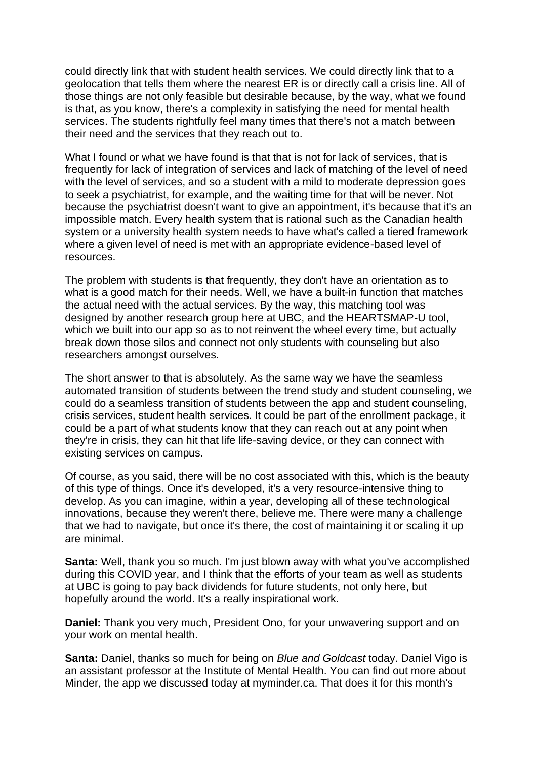could directly link that with student health services. We could directly link that to a geolocation that tells them where the nearest ER is or directly call a crisis line. All of those things are not only feasible but desirable because, by the way, what we found is that, as you know, there's a complexity in satisfying the need for mental health services. The students rightfully feel many times that there's not a match between their need and the services that they reach out to.

What I found or what we have found is that that is not for lack of services, that is frequently for lack of integration of services and lack of matching of the level of need with the level of services, and so a student with a mild to moderate depression goes to seek a psychiatrist, for example, and the waiting time for that will be never. Not because the psychiatrist doesn't want to give an appointment, it's because that it's an impossible match. Every health system that is rational such as the Canadian health system or a university health system needs to have what's called a tiered framework where a given level of need is met with an appropriate evidence-based level of resources.

The problem with students is that frequently, they don't have an orientation as to what is a good match for their needs. Well, we have a built-in function that matches the actual need with the actual services. By the way, this matching tool was designed by another research group here at UBC, and the HEARTSMAP-U tool, which we built into our app so as to not reinvent the wheel every time, but actually break down those silos and connect not only students with counseling but also researchers amongst ourselves.

The short answer to that is absolutely. As the same way we have the seamless automated transition of students between the trend study and student counseling, we could do a seamless transition of students between the app and student counseling, crisis services, student health services. It could be part of the enrollment package, it could be a part of what students know that they can reach out at any point when they're in crisis, they can hit that life life-saving device, or they can connect with existing services on campus.

Of course, as you said, there will be no cost associated with this, which is the beauty of this type of things. Once it's developed, it's a very resource-intensive thing to develop. As you can imagine, within a year, developing all of these technological innovations, because they weren't there, believe me. There were many a challenge that we had to navigate, but once it's there, the cost of maintaining it or scaling it up are minimal.

**Santa:** Well, thank you so much. I'm just blown away with what you've accomplished during this COVID year, and I think that the efforts of your team as well as students at UBC is going to pay back dividends for future students, not only here, but hopefully around the world. It's a really inspirational work.

**Daniel:** Thank you very much, President Ono, for your unwavering support and on your work on mental health.

**Santa:** Daniel, thanks so much for being on *Blue and Goldcast* today. Daniel Vigo is an assistant professor at the Institute of Mental Health. You can find out more about Minder, the app we discussed today at myminder.ca. That does it for this month's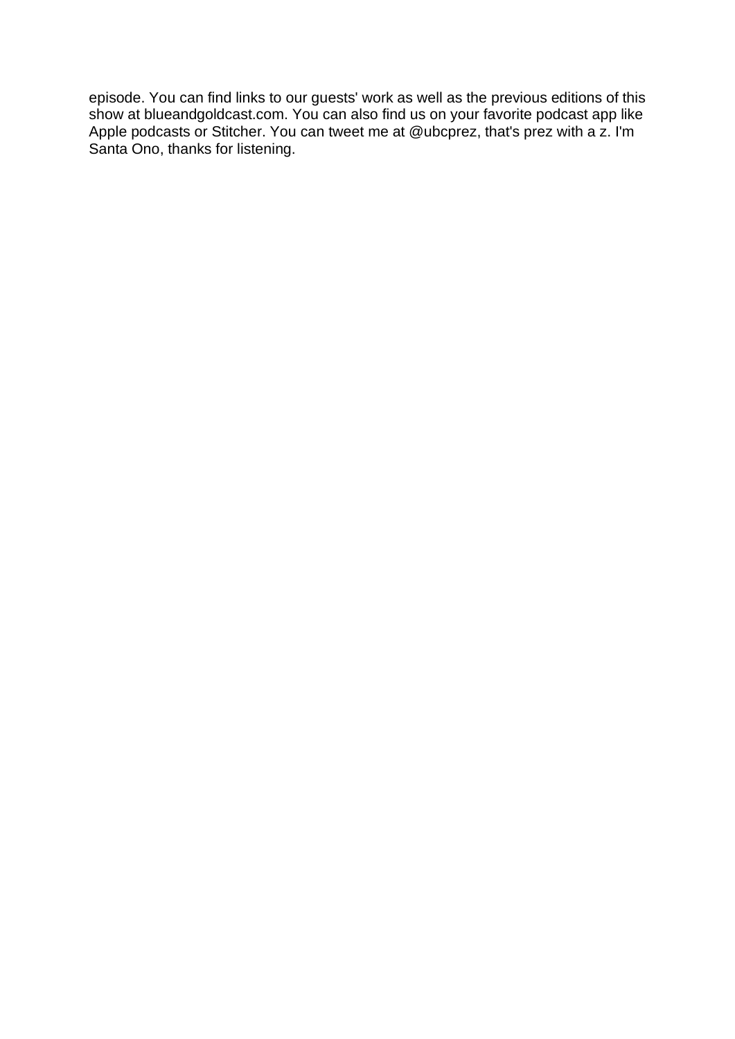episode. You can find links to our guests' work as well as the previous editions of this show at blueandgoldcast.com. You can also find us on your favorite podcast app like Apple podcasts or Stitcher. You can tweet me at @ubcprez, that's prez with a z. I'm Santa Ono, thanks for listening.